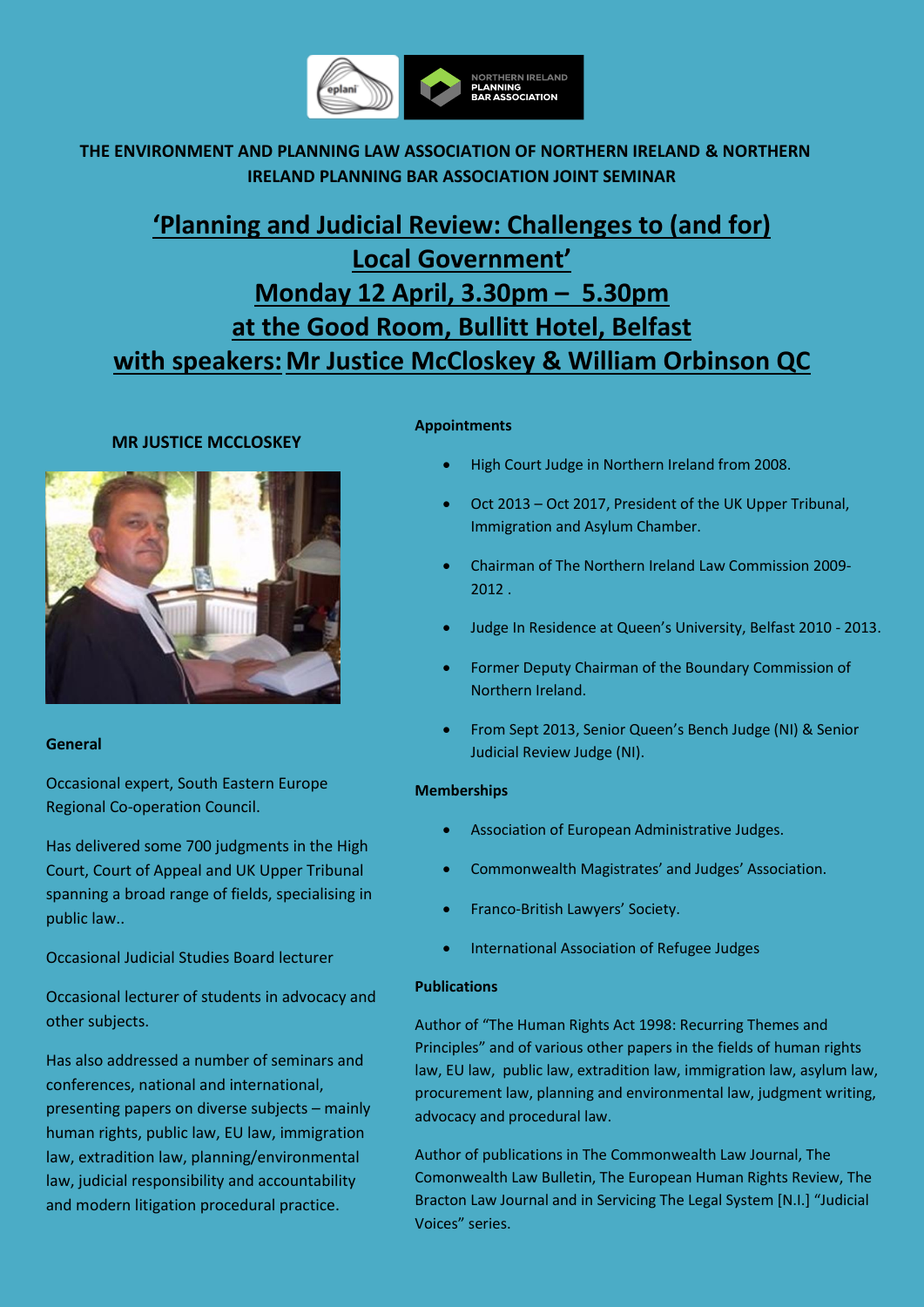**THE ENVIRONMENT AND PLANNING LAW ASSOCIATION OF NORTHERN IRELAND & NORTHERN IRELAND PLANNING BAR ASSOCIATION JOINT SEMINAR**

# 'Planning and Judicial Review: Challenges to (and for) Local Government'

## Monday 12 April, 3.30pm – 5.30pm

## at the Good Room, Bullitt Hotel, Belfast

## with speakers: Mr Justice McCloskey & William Orbinson QC

### MR JUSTICE MCCLOSKEY

**General**

Occasional expert, South Eastern Europe Regional Co-operation Council.

Has delivered some 700 judgments in the High Court, Court of Appeal and UK Upper Tribunal spanning a broad range of fields, specialising in public law..

Occasional Judicial Studies Board lecturer

Occasional lecturer of students in advocacy and other subjects.

Has also addressed a number of seminars and conferences, national and international, presenting papers on diverse subjects – mainly human rights, public law, EU law, immigration law, extradition law, planning/environmental law, judicial responsibility and accountability and modern litigation procedural practice.

**Appointments**

- High Court Judge in Northern Ireland from 2008.
- Oct 2013 – Oct 2017, President of the UK Upper Tribunal, Immigration and Asylum Chamber.
- Chairman of The Northern Ireland Law Commission 2009-2012 .
- Judge In Residence at Queen's University, Belfast 2010 - 2013.
- Former Deputy Chairman of the Boundary Commission of Northern Ireland.
- From Sept 2013, Senior Queen's Bench Judge (NI) & Senior Judicial Review Judge (NI).

**Memberships**

- Association of European Administrative Judges.
- Commonwealth Magistrates' and Judges' Association.
- Franco-British Lawyers' Society.
- International Association of Refugee Judges

**Publications**

Author of "The Human Rights Act 1998: Recurring Themes and Principles" and of various other papers in the fields of human rights law, EU law, public law, extradition law, immigration law, asylum law, procurement law, planning and environmental law, judgment writing, advocacy and procedural law.

Author of publications in The Commonwealth Law Journal, The Comonwealth Law Bulletin, The European Human Rights Review, The Bracton Law Journal and in Servicing The Legal System [N.I.] "Judicial Voices" series.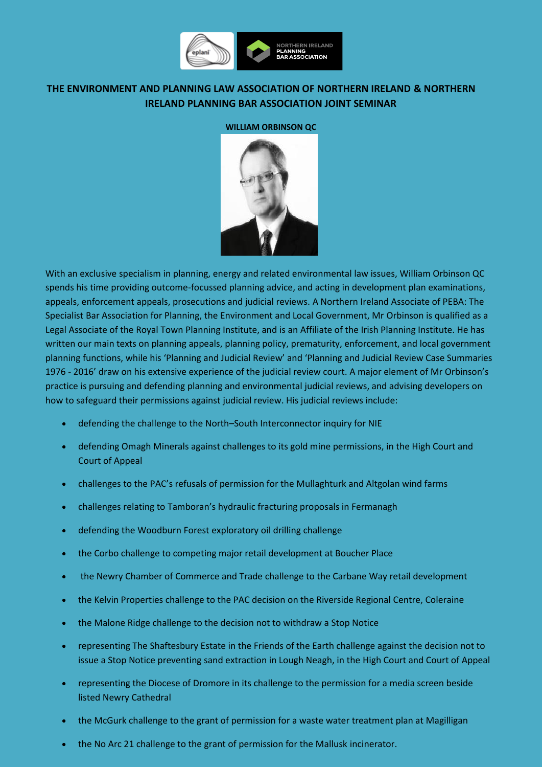# THE ENVIRONMENT AND PLANNING LAW ASSOCIATION OF NORTHERN IRELAND & NORTHERN IRELAND PLANNING BAR ASSOCIATION JOINT SEMINAR

**WILLIAM ORBINSON QC**

With an exclusive specialism in planning, energy and related environmental law issues, William Orbinson QC spends his time providing outcome-focussed planning advice, and acting in development plan examinations, appeals, enforcement appeals, prosecutions and judicial reviews. A Northern Ireland Associate of PEBA: The Specialist Bar Association for Planning, the Environment and Local Government, Mr Orbinson is qualified as a Legal Associate of the Royal Town Planning Institute, and is an Affiliate of the Irish Planning Institute. He has written our main texts on planning appeals, planning policy, prematurity, enforcement, and local government planning functions, while his 'Planning and Judicial Review' and 'Planning and Judicial Review Case Summaries 1976 - 2016' draw on his extensive experience of the judicial review court. A major element of Mr Orbinson's practice is pursuing and defending planning and environmental judicial reviews, and advising developers on how to safeguard their permissions against judicial review. His judicial reviews include:

- defending the challenge to the North–South Interconnector inquiry for NIE
- defending Omagh Minerals against challenges to its gold mine permissions, in the High Court and Court of Appeal
- challenges to the PAC's refusals of permission for the Mullaghturk and Altgolan wind farms
- challenges relating to Tamboran's hydraulic fracturing proposals in Fermanagh
- defending the Woodburn Forest exploratory oil drilling challenge
- the Corbo challenge to competing major retail development at Boucher Place
- the Newry Chamber of Commerce and Trade challenge to the Carbane Way retail development
- the Kelvin Properties challenge to the PAC decision on the Riverside Regional Centre, Coleraine
- the Malone Ridge challenge to the decision not to withdraw a Stop Notice
- representing The Shaftesbury Estate in the Friends of the Earth challenge against the decision not to issue a Stop Notice preventing sand extraction in Lough Neagh, in the High Court and Court of Appeal
- representing the Diocese of Dromore in its challenge to the permission for a media screen beside listed Newry Cathedral
- the McGurk challenge to the grant of permission for a waste water treatment plan at Magilligan
- the No Arc 21 challenge to the grant of permission for the Mallusk incinerator.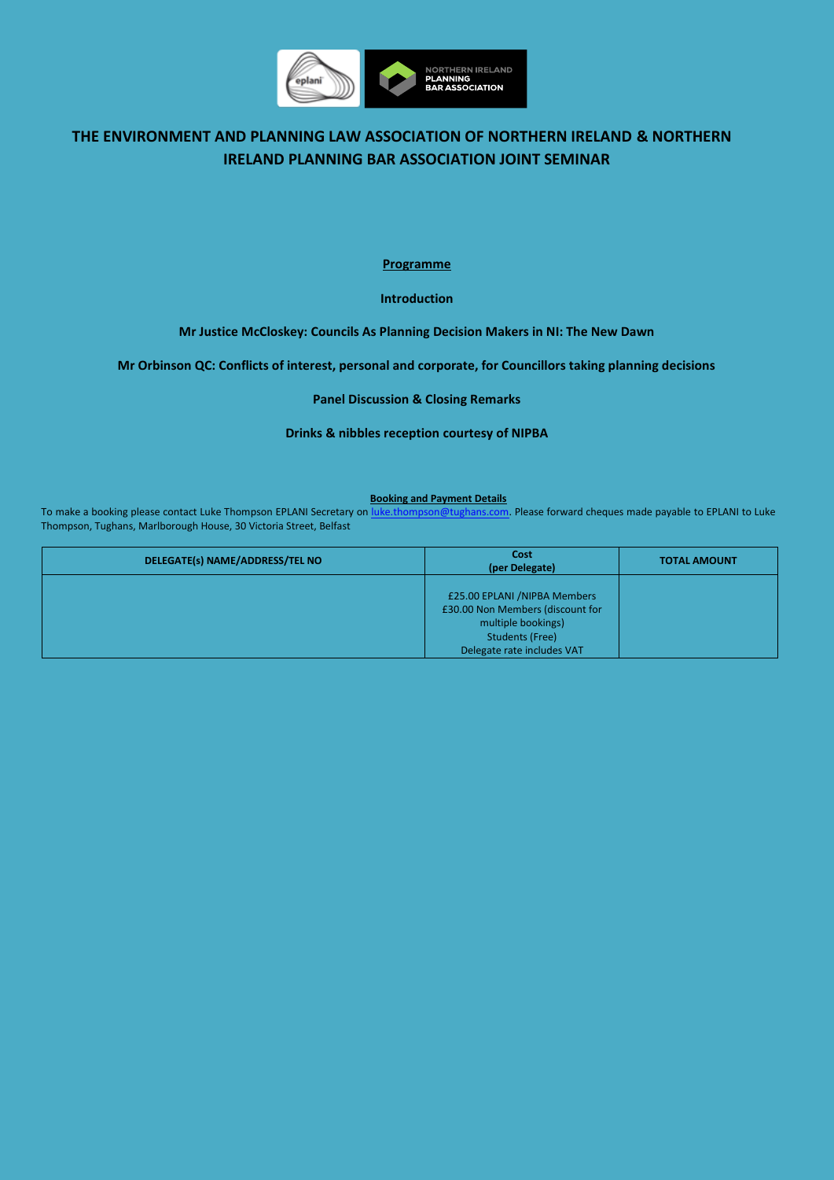# THE ENVIRONMENT AND PLANNING LAW ASSOCIATION OF NORTHERN IRELAND & NORTHERN IRELAND PLANNING BAR ASSOCIATION JOINT SEMINAR

**Programme**

**Introduction**

**Mr Justice McCloskey: Councils As Planning Decision Makers in NI: The New Dawn**

**Mr Orbinson QC: Conflicts of interest, personal and corporate, for Councillors taking planning decisions**

**Panel Discussion & Closing Remarks**

**Drinks & nibbles reception courtesy of NIPBA**

**Booking and Payment Details**

To make a booking please contact Luke Thompson EPLANI Secretary on luke.thompson@tughans.com. Please forward cheques made payable to EPLANI to Luke Thompson, Tughans, Marlborough House, 30 Victoria Street, Belfast

| DELEGATE(s) NAME/ADDRESS/TEL NO | Cost (per Delegate) | TOTAL AMOUNT |
|---|---|---|
| | £25.00 EPLANI /NIPBA Members<br>£30.00 Non Members (discount for multiple bookings)<br>Students (Free)<br>Delegate rate includes VAT | |